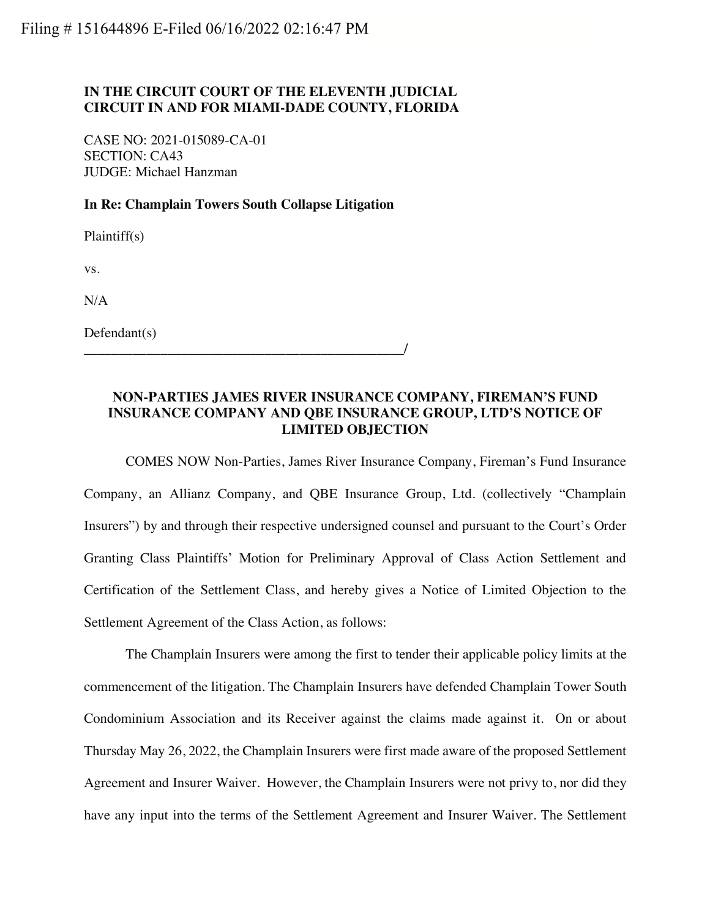Filing # 151644896 E-Filed 06/16/2022 02:16:47 PM

**IN THE CIRCUIT COURT OF THE ELEVENTH JUDICIAL CIRCUIT IN AND FOR MIAMI-DADE COUNTY, FLORIDA**

CASE NO: 2021-015089-CA-01
SECTION: CA43
JUDGE: Michael Hanzman

**In Re: Champlain Towers South Collapse Litigation**

Plaintiff(s)

vs.

N/A

Defendant(s)
________________________________________________/

**NON-PARTIES JAMES RIVER INSURANCE COMPANY, FIREMAN'S FUND INSURANCE COMPANY AND QBE INSURANCE GROUP, LTD'S NOTICE OF LIMITED OBJECTION**

COMES NOW Non-Parties, James River Insurance Company, Fireman's Fund Insurance Company, an Allianz Company, and QBE Insurance Group, Ltd. (collectively "Champlain Insurers") by and through their respective undersigned counsel and pursuant to the Court's Order Granting Class Plaintiffs' Motion for Preliminary Approval of Class Action Settlement and Certification of the Settlement Class, and hereby gives a Notice of Limited Objection to the Settlement Agreement of the Class Action, as follows:

The Champlain Insurers were among the first to tender their applicable policy limits at the commencement of the litigation. The Champlain Insurers have defended Champlain Tower South Condominium Association and its Receiver against the claims made against it. On or about Thursday May 26, 2022, the Champlain Insurers were first made aware of the proposed Settlement Agreement and Insurer Waiver. However, the Champlain Insurers were not privy to, nor did they have any input into the terms of the Settlement Agreement and Insurer Waiver. The Settlement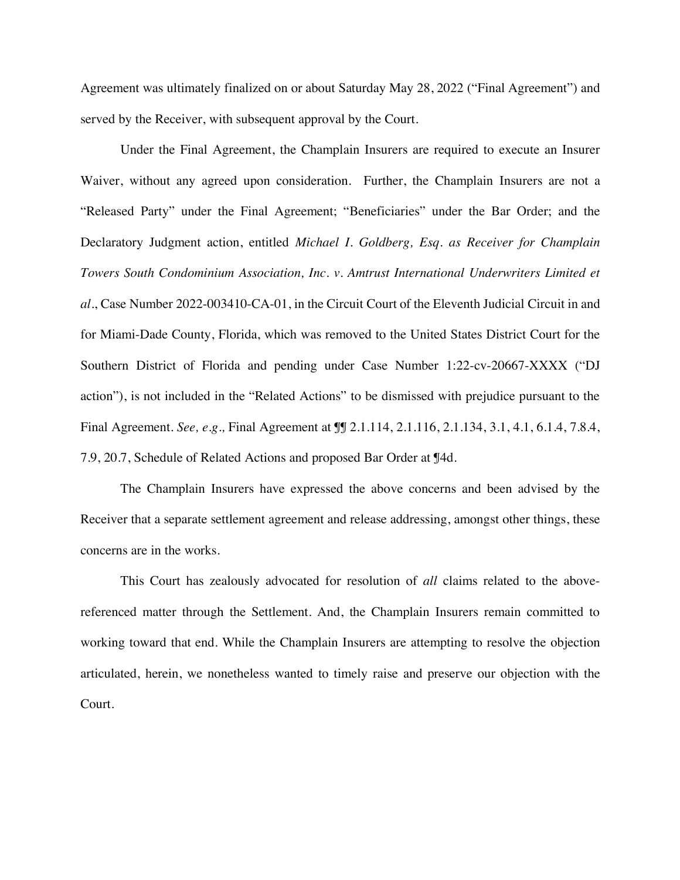Agreement was ultimately finalized on or about Saturday May 28, 2022 ("Final Agreement") and served by the Receiver, with subsequent approval by the Court.

Under the Final Agreement, the Champlain Insurers are required to execute an Insurer Waiver, without any agreed upon consideration. Further, the Champlain Insurers are not a "Released Party" under the Final Agreement; "Beneficiaries" under the Bar Order; and the Declaratory Judgment action, entitled *Michael I. Goldberg, Esq. as Receiver for Champlain Towers South Condominium Association, Inc. v. Amtrust International Underwriters Limited et al.*, Case Number 2022-003410-CA-01, in the Circuit Court of the Eleventh Judicial Circuit in and for Miami-Dade County, Florida, which was removed to the United States District Court for the Southern District of Florida and pending under Case Number 1:22-cv-20667-XXXX ("DJ action"), is not included in the "Related Actions" to be dismissed with prejudice pursuant to the Final Agreement. *See, e.g.,* Final Agreement at ¶¶ 2.1.114, 2.1.116, 2.1.134, 3.1, 4.1, 6.1.4, 7.8.4, 7.9, 20.7, Schedule of Related Actions and proposed Bar Order at ¶4d.

The Champlain Insurers have expressed the above concerns and been advised by the Receiver that a separate settlement agreement and release addressing, amongst other things, these concerns are in the works.

This Court has zealously advocated for resolution of *all* claims related to the above-referenced matter through the Settlement. And, the Champlain Insurers remain committed to working toward that end. While the Champlain Insurers are attempting to resolve the objection articulated, herein, we nonetheless wanted to timely raise and preserve our objection with the Court.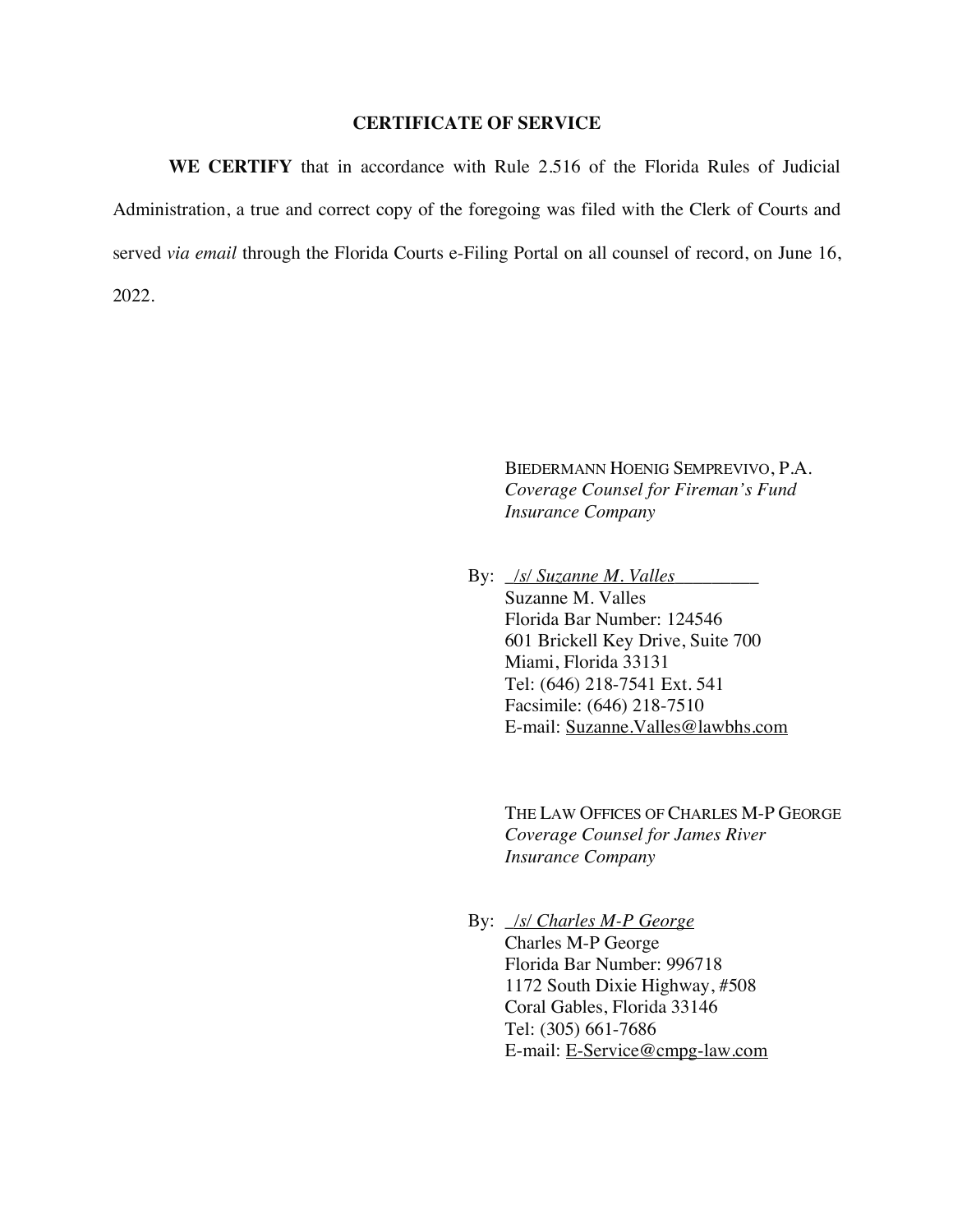## CERTIFICATE OF SERVICE

**WE CERTIFY** that in accordance with Rule 2.516 of the Florida Rules of Judicial Administration, a true and correct copy of the foregoing was filed with the Clerk of Courts and served *via email* through the Florida Courts e-Filing Portal on all counsel of record, on June 16, 2022.

BIEDERMANN HOENIG SEMPREVIVO, P.A.  
*Coverage Counsel for Fireman's Fund Insurance Company*

By: /s/ *Suzanne M. Valles*  
Suzanne M. Valles  
Florida Bar Number: 124546  
601 Brickell Key Drive, Suite 700  
Miami, Florida 33131  
Tel: (646) 218-7541 Ext. 541  
Facsimile: (646) 218-7510  
E-mail: Suzanne.Valles@lawbhs.com

THE LAW OFFICES OF CHARLES M-P GEORGE  
*Coverage Counsel for James River Insurance Company*

By: /s/ *Charles M-P George*  
Charles M-P George  
Florida Bar Number: 996718  
1172 South Dixie Highway, #508  
Coral Gables, Florida 33146  
Tel: (305) 661-7686  
E-mail: E-Service@cmpg-law.com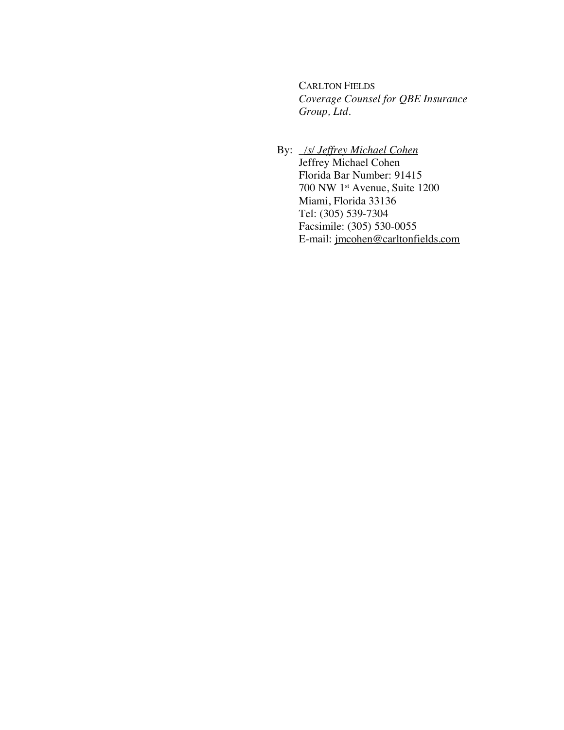CARLTON FIELDS
*Coverage Counsel for QBE Insurance Group, Ltd.*

By: /s/ *Jeffrey Michael Cohen*
Jeffrey Michael Cohen
Florida Bar Number: 91415
700 NW 1st Avenue, Suite 1200
Miami, Florida 33136
Tel: (305) 539-7304
Facsimile: (305) 530-0055
E-mail: jmcohen@carltonfields.com